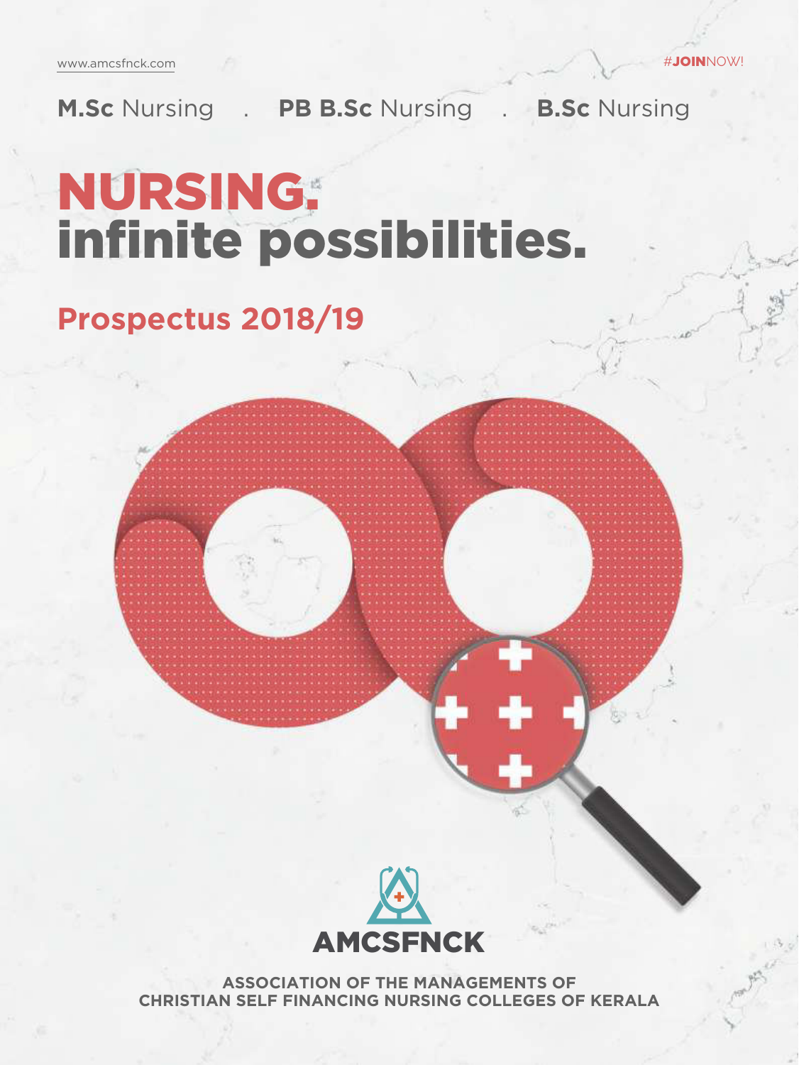www.amcsfnck.com

#JOINNOW!

**M.Sc** Nursing . **PB B.Sc** Nursing . **B.Sc** Nursing

# NURSING. infinite possibilities.

## Prospectus 2018/19

AMCSFNCK

**ASSOCIATION OF THE MANAGEMENTS OF CHRISTIAN SELF FINANCING NURSING COLLEGES OF KERALA**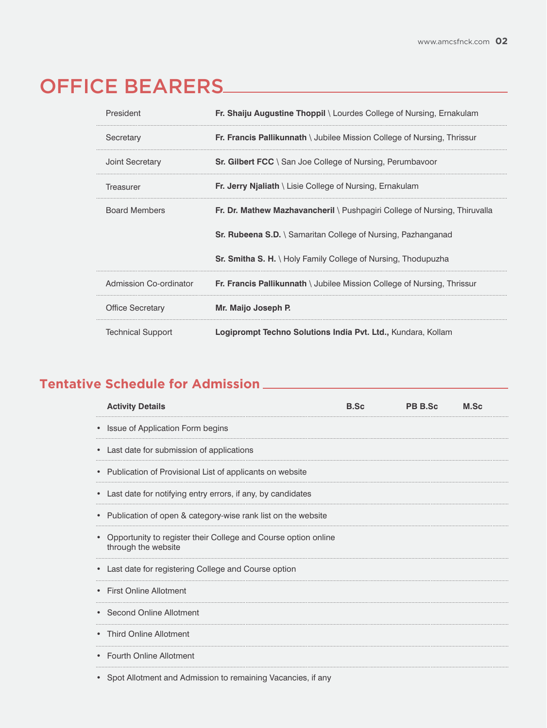# OFFICE BEARERS

| | |
|---|---|
| President | **Fr. Shaiju Augustine Thoppil** \ Lourdes College of Nursing, Ernakulam |
| Secretary | **Fr. Francis Pallikunnath** \ Jubilee Mission College of Nursing, Thrissur |
| Joint Secretary | **Sr. Gilbert FCC** \ San Joe College of Nursing, Perumbavoor |
| Treasurer | **Fr. Jerry Njaliath** \ Lisie College of Nursing, Ernakulam |
| Board Members | **Fr. Dr. Mathew Mazhavancheril** \ Pushpagiri College of Nursing, Thiruvalla |
| | **Sr. Rubeena S.D.** \ Samaritan College of Nursing, Pazhanganad |
| | **Sr. Smitha S. H.** \ Holy Family College of Nursing, Thodupuzha |
| Admission Co-ordinator | **Fr. Francis Pallikunnath** \ Jubilee Mission College of Nursing, Thrissur |
| Office Secretary | **Mr. Maijo Joseph P.** |
| Technical Support | **Logiprompt Techno Solutions India Pvt. Ltd.,** Kundara, Kollam |

## Tentative Schedule for Admission

| Activity Details | B.Sc | PB B.Sc | M.Sc |
|---|---|---|---|
| • Issue of Application Form begins | | | |
| • Last date for submission of applications | | | |
| • Publication of Provisional List of applicants on website | | | |
| • Last date for notifying entry errors, if any, by candidates | | | |
| • Publication of open & category-wise rank list on the website | | | |
| • Opportunity to register their College and Course option online through the website | | | |
| • Last date for registering College and Course option | | | |
| • First Online Allotment | | | |
| • Second Online Allotment | | | |
| • Third Online Allotment | | | |
| • Fourth Online Allotment | | | |
| • Spot Allotment and Admission to remaining Vacancies, if any | | | |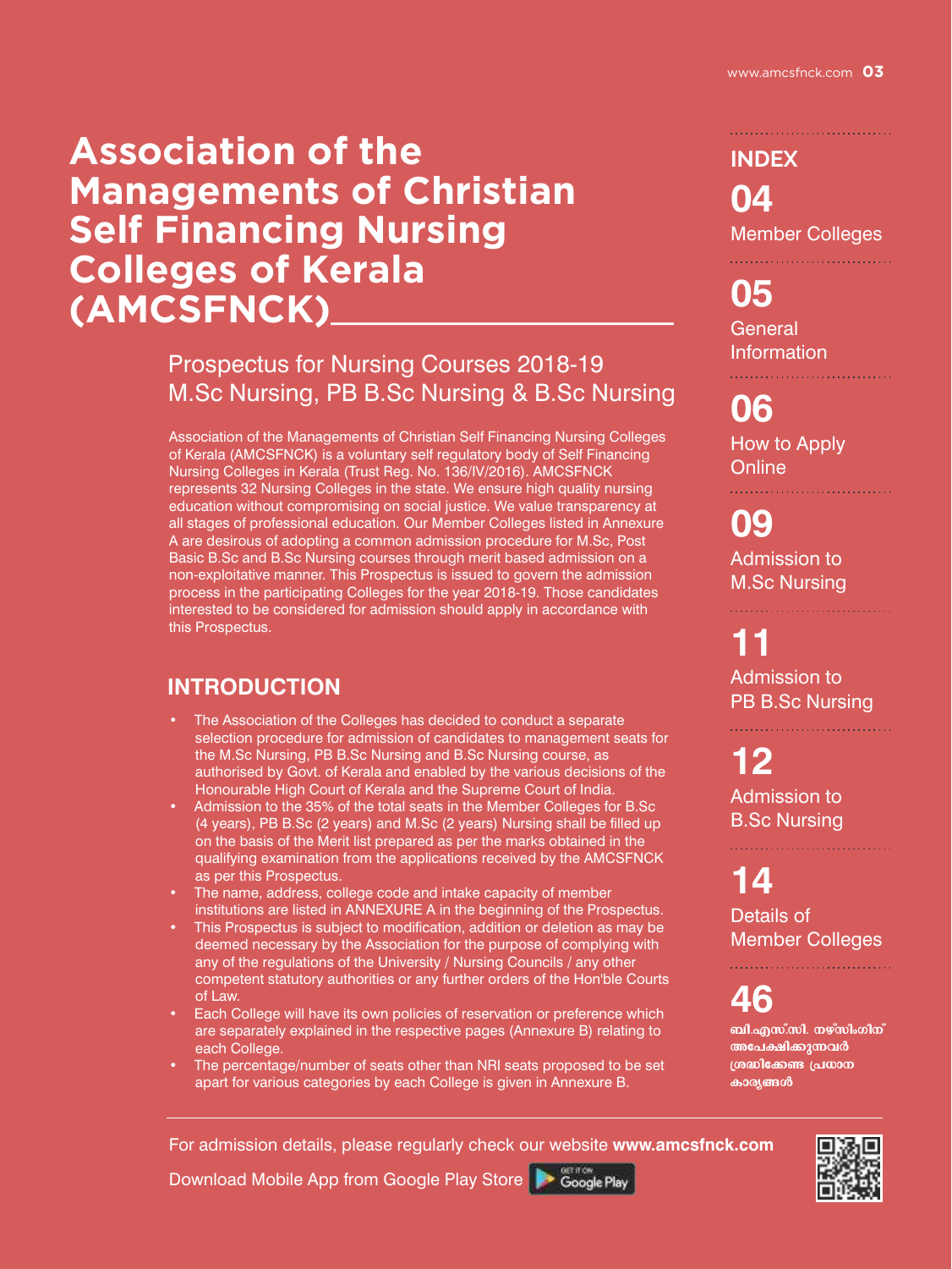# Association of the Managements of Christian Self Financing Nursing Colleges of Kerala (AMCSFNCK)

## Prospectus for Nursing Courses 2018-19
## M.Sc Nursing, PB B.Sc Nursing & B.Sc Nursing

Association of the Managements of Christian Self Financing Nursing Colleges of Kerala (AMCSFNCK) is a voluntary self regulatory body of Self Financing Nursing Colleges in Kerala (Trust Reg. No. 136/IV/2016). AMCSFNCK represents 32 Nursing Colleges in the state. We ensure high quality nursing education without compromising on social justice. We value transparency at all stages of professional education. Our Member Colleges listed in Annexure A are desirous of adopting a common admission procedure for M.Sc, Post Basic B.Sc and B.Sc Nursing courses through merit based admission on a non-exploitative manner. This Prospectus is issued to govern the admission process in the participating Colleges for the year 2018-19. Those candidates interested to be considered for admission should apply in accordance with this Prospectus.

## INTRODUCTION

- The Association of the Colleges has decided to conduct a separate selection procedure for admission of candidates to management seats for the M.Sc Nursing, PB B.Sc Nursing and B.Sc Nursing course, as authorised by Govt. of Kerala and enabled by the various decisions of the Honourable High Court of Kerala and the Supreme Court of India.
- Admission to the 35% of the total seats in the Member Colleges for B.Sc (4 years), PB B.Sc (2 years) and M.Sc (2 years) Nursing shall be filled up on the basis of the Merit list prepared as per the marks obtained in the qualifying examination from the applications received by the AMCSFNCK as per this Prospectus.
- The name, address, college code and intake capacity of member institutions are listed in ANNEXURE A in the beginning of the Prospectus.
- This Prospectus is subject to modification, addition or deletion as may be deemed necessary by the Association for the purpose of complying with any of the regulations of the University / Nursing Councils / any other competent statutory authorities or any further orders of the Hon'ble Courts of Law.
- Each College will have its own policies of reservation or preference which are separately explained in the respective pages (Annexure B) relating to each College.
- The percentage/number of seats other than NRI seats proposed to be set apart for various categories by each College is given in Annexure B.

## INDEX

- **04** Member Colleges
- **05** General Information
- **06** How to Apply Online
- **09** Admission to M.Sc Nursing
- **11** Admission to PB B.Sc Nursing
- **12** Admission to B.Sc Nursing
- **14** Details of Member Colleges
- **46** ബി.എസ്.സി. നഴ്സിംഗിന് അപേക്ഷിക്കുന്നവർ ശ്രദ്ധിക്കേണ്ട പ്രധാന കാര്യങ്ങൾ

For admission details, please regularly check our website **www.amcsfnck.com**

Download Mobile App from Google Play Store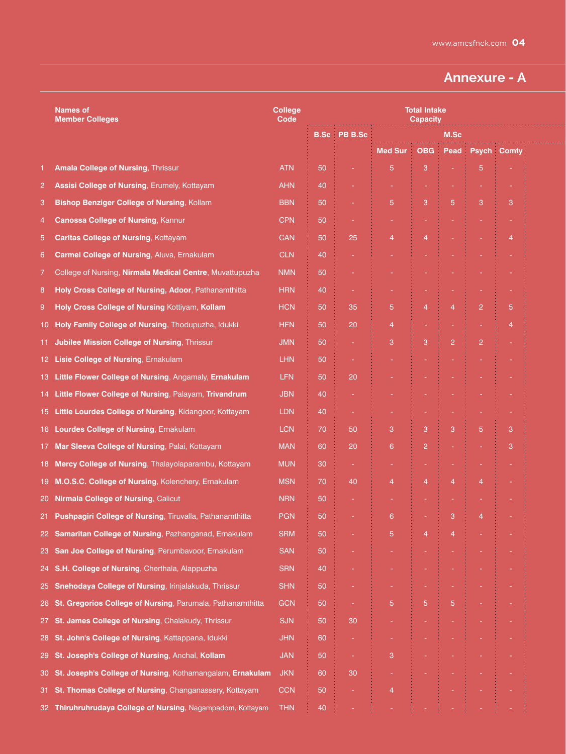## Annexure - A

| | Names of Member Colleges | College Code | Total Intake Capacity | | | | | | |
|---|---|---|---|---|---|---|---|---|---|
| | | | B.Sc | PB B.Sc | M.Sc | | | | |
| | | | | | Med Sur | OBG | Pead | Psych | Comty |
| 1 | **Amala College of Nursing**, Thrissur | ATN | 50 | - | 5 | 3 | - | 5 | - |
| 2 | **Assisi College of Nursing**, Erumely, Kottayam | AHN | 40 | - | - | - | - | - | - |
| 3 | **Bishop Benziger College of Nursing**, Kollam | BBN | 50 | - | 5 | 3 | 5 | 3 | 3 |
| 4 | **Canossa College of Nursing**, Kannur | CPN | 50 | - | - | - | - | - | - |
| 5 | **Caritas College of Nursing**, Kottayam | CAN | 50 | 25 | 4 | 4 | - | - | 4 |
| 6 | **Carmel College of Nursing**, Aluva, Ernakulam | CLN | 40 | - | - | - | - | - | - |
| 7 | College of Nursing, **Nirmala Medical Centre**, Muvattupuzha | NMN | 50 | - | - | - | - | - | - |
| 8 | **Holy Cross College of Nursing, Adoor**, Pathanamthitta | HRN | 40 | - | - | - | - | - | - |
| 9 | **Holy Cross College of Nursing** Kottiyam, **Kollam** | HCN | 50 | 35 | 5 | 4 | 4 | 2 | 5 |
| 10 | **Holy Family College of Nursing**, Thodupuzha, Idukki | HFN | 50 | 20 | 4 | - | - | - | 4 |
| 11 | **Jubilee Mission College of Nursing**, Thrissur | JMN | 50 | - | 3 | 3 | 2 | 2 | - |
| 12 | **Lisie College of Nursing**, Ernakulam | LHN | 50 | - | - | - | - | - | - |
| 13 | **Little Flower College of Nursing**, Angamaly, **Ernakulam** | LFN | 50 | 20 | - | - | - | - | - |
| 14 | **Little Flower College of Nursing**, Palayam, **Trivandrum** | JBN | 40 | - | - | - | - | - | - |
| 15 | **Little Lourdes College of Nursing**, Kidangoor, Kottayam | LDN | 40 | - | - | - | - | - | - |
| 16 | **Lourdes College of Nursing**, Ernakulam | LCN | 70 | 50 | 3 | 3 | 3 | 5 | 3 |
| 17 | **Mar Sleeva College of Nursing**, Palai, Kottayam | MAN | 60 | 20 | 6 | 2 | - | - | 3 |
| 18 | **Mercy College of Nursing**, Thalayolaparambu, Kottayam | MUN | 30 | - | - | - | - | - | - |
| 19 | **M.O.S.C. College of Nursing**, Kolenchery, Ernakulam | MSN | 70 | 40 | 4 | 4 | 4 | 4 | - |
| 20 | **Nirmala College of Nursing**, Calicut | NRN | 50 | - | - | - | - | - | - |
| 21 | **Pushpagiri College of Nursing**, Tiruvalla, Pathanamthitta | PGN | 50 | - | 6 | - | 3 | 4 | - |
| 22 | **Samaritan College of Nursing**, Pazhanganad, Ernakulam | SRM | 50 | - | 5 | 4 | 4 | - | - |
| 23 | **San Joe College of Nursing**, Perumbavoor, Ernakulam | SAN | 50 | - | - | - | - | - | - |
| 24 | **S.H. College of Nursing**, Cherthala, Alappuzha | SRN | 40 | - | - | - | - | - | - |
| 25 | **Snehodaya College of Nursing**, Irinjalakuda, Thrissur | SHN | 50 | - | - | - | - | - | - |
| 26 | **St. Gregorios College of Nursing**, Parumala, Pathanamthitta | GCN | 50 | - | 5 | 5 | 5 | - | - |
| 27 | **St. James College of Nursing**, Chalakudy, Thrissur | SJN | 50 | 30 | - | - | - | - | - |
| 28 | **St. John's College of Nursing**, Kattappana, Idukki | JHN | 60 | - | - | - | - | - | - |
| 29 | **St. Joseph's College of Nursing**, Anchal, **Kollam** | JAN | 50 | - | 3 | - | - | - | - |
| 30 | **St. Joseph's College of Nursing**, Kothamangalam, **Ernakulam** | JKN | 60 | 30 | - | - | - | - | - |
| 31 | **St. Thomas College of Nursing**, Changanassery, Kottayam | CCN | 50 | - | 4 | | - | - | - |
| 32 | **Thiruhruhrudaya College of Nursing**, Nagampadom, Kottayam | THN | 40 | - | - | - | - | - | - |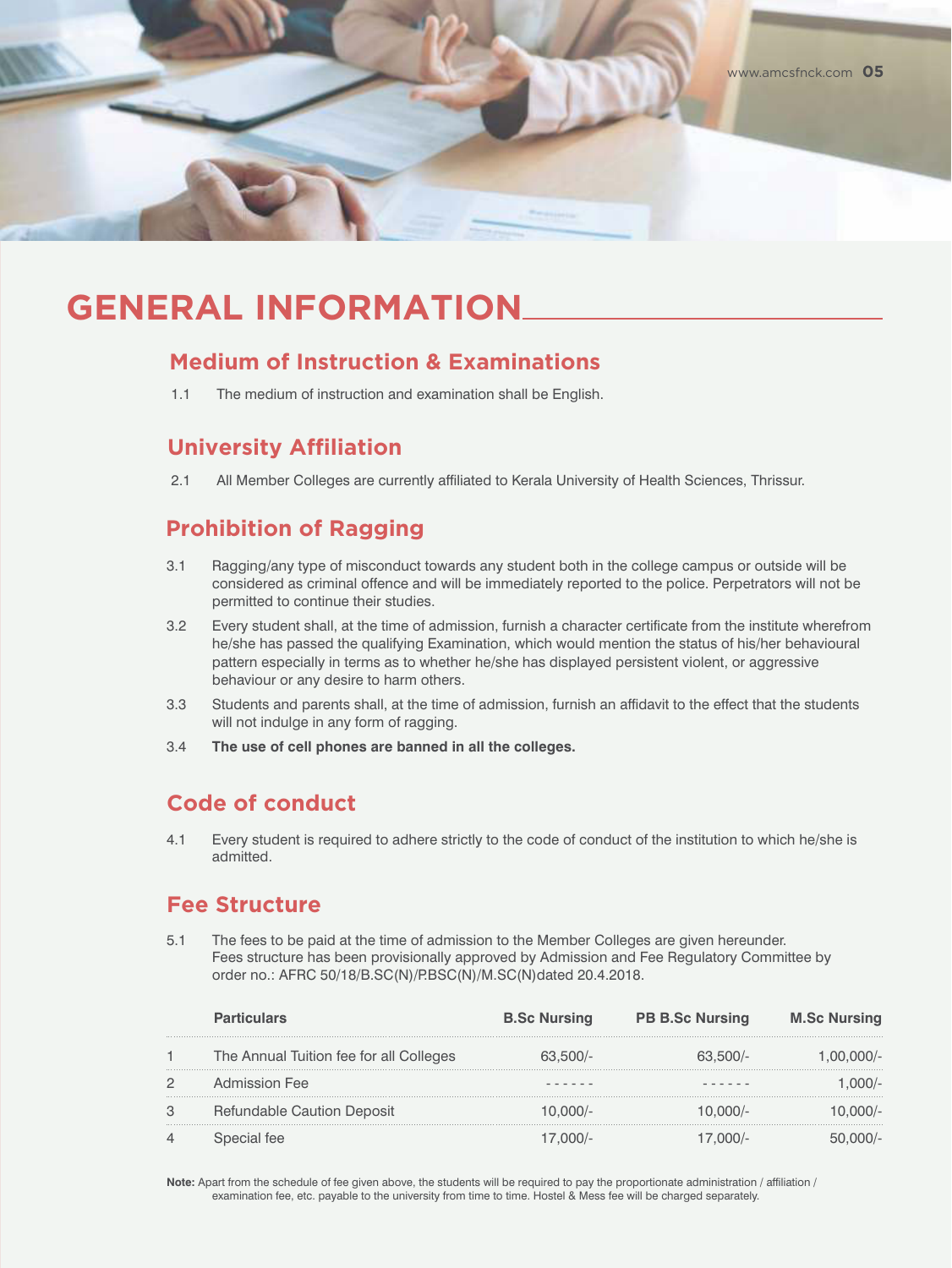# GENERAL INFORMATION

## Medium of Instruction & Examinations

1.1 The medium of instruction and examination shall be English.

## University Affiliation

2.1 All Member Colleges are currently affiliated to Kerala University of Health Sciences, Thrissur.

## Prohibition of Ragging

3.1 Ragging/any type of misconduct towards any student both in the college campus or outside will be considered as criminal offence and will be immediately reported to the police. Perpetrators will not be permitted to continue their studies.

3.2 Every student shall, at the time of admission, furnish a character certificate from the institute wherefrom he/she has passed the qualifying Examination, which would mention the status of his/her behavioural pattern especially in terms as to whether he/she has displayed persistent violent, or aggressive behaviour or any desire to harm others.

3.3 Students and parents shall, at the time of admission, furnish an affidavit to the effect that the students will not indulge in any form of ragging.

3.4 **The use of cell phones are banned in all the colleges.**

## Code of conduct

4.1 Every student is required to adhere strictly to the code of conduct of the institution to which he/she is admitted.

## Fee Structure

5.1 The fees to be paid at the time of admission to the Member Colleges are given hereunder. Fees structure has been provisionally approved by Admission and Fee Regulatory Committee by order no.: AFRC 50/18/B.SC(N)/P.BSC(N)/M.SC(N)dated 20.4.2018.

| | Particulars | B.Sc Nursing | PB B.Sc Nursing | M.Sc Nursing |
|---|---|---|---|---|
| 1 | The Annual Tuition fee for all Colleges | 63,500/- | 63,500/- | 1,00,000/- |
| 2 | Admission Fee | ------ | ------ | 1,000/- |
| 3 | Refundable Caution Deposit | 10,000/- | 10,000/- | 10,000/- |
| 4 | Special fee | 17,000/- | 17,000/- | 50,000/- |

**Note:** Apart from the schedule of fee given above, the students will be required to pay the proportionate administration / affiliation / examination fee, etc. payable to the university from time to time. Hostel & Mess fee will be charged separately.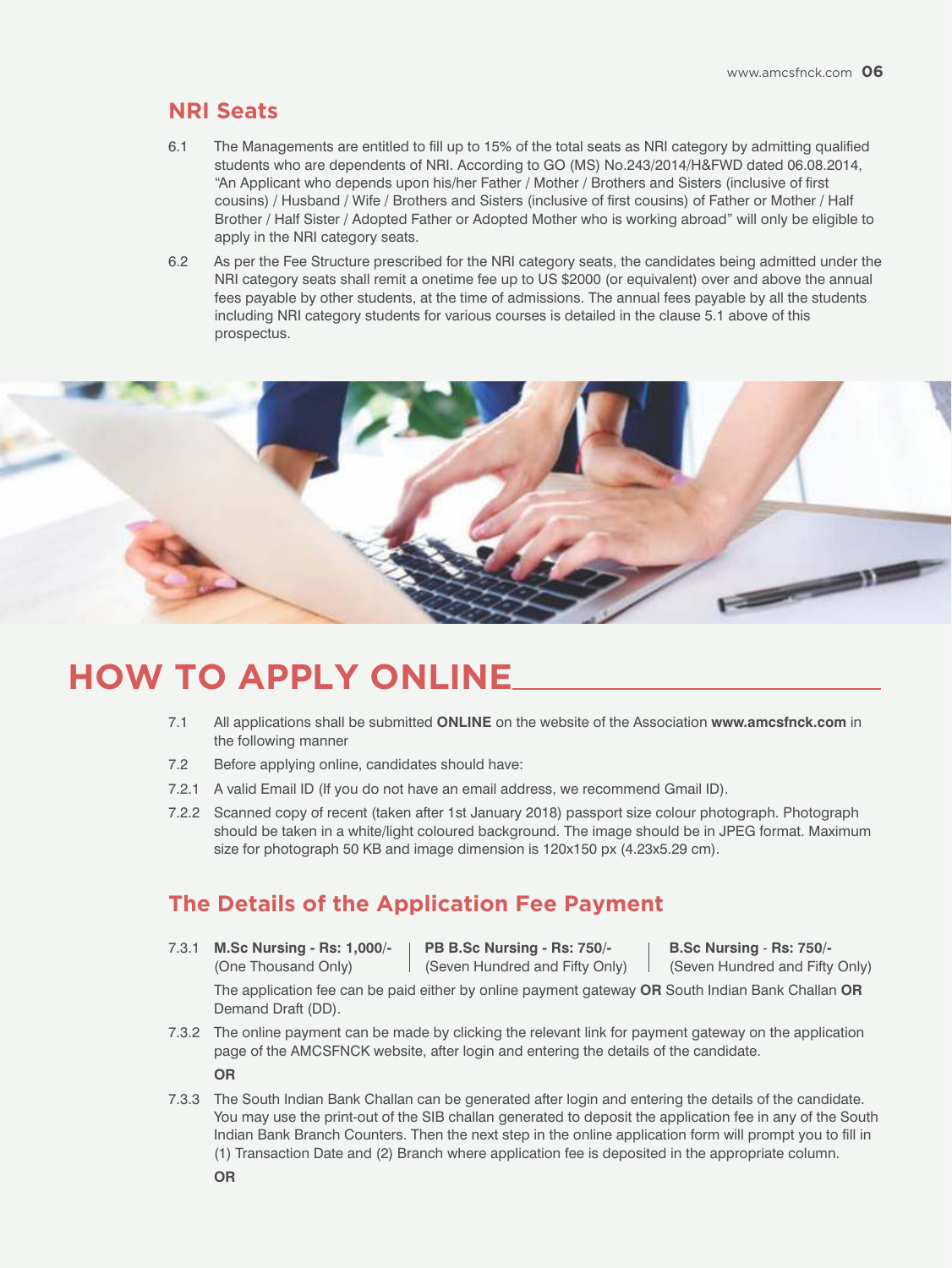## NRI Seats

6.1 The Managements are entitled to fill up to 15% of the total seats as NRI category by admitting qualified students who are dependents of NRI. According to GO (MS) No.243/2014/H&FWD dated 06.08.2014, "An Applicant who depends upon his/her Father / Mother / Brothers and Sisters (inclusive of first cousins) / Husband / Wife / Brothers and Sisters (inclusive of first cousins) of Father or Mother / Half Brother / Half Sister / Adopted Father or Adopted Mother who is working abroad" will only be eligible to apply in the NRI category seats.

6.2 As per the Fee Structure prescribed for the NRI category seats, the candidates being admitted under the NRI category seats shall remit a onetime fee up to US $2000 (or equivalent) over and above the annual fees payable by other students, at the time of admissions. The annual fees payable by all the students including NRI category students for various courses is detailed in the clause 5.1 above of this prospectus.

# HOW TO APPLY ONLINE

7.1 All applications shall be submitted **ONLINE** on the website of the Association **www.amcsfnck.com** in the following manner

7.2 Before applying online, candidates should have:

7.2.1 A valid Email ID (If you do not have an email address, we recommend Gmail ID).

7.2.2 Scanned copy of recent (taken after 1st January 2018) passport size colour photograph. Photograph should be taken in a white/light coloured background. The image should be in JPEG format. Maximum size for photograph 50 KB and image dimension is 120x150 px (4.23x5.29 cm).

## The Details of the Application Fee Payment

7.3.1 **M.Sc Nursing - Rs: 1,000/-** (One Thousand Only) | **PB B.Sc Nursing - Rs: 750/-** (Seven Hundred and Fifty Only) | **B.Sc Nursing - Rs: 750/-** (Seven Hundred and Fifty Only)

The application fee can be paid either by online payment gateway **OR** South Indian Bank Challan **OR** Demand Draft (DD).

7.3.2 The online payment can be made by clicking the relevant link for payment gateway on the application page of the AMCSFNCK website, after login and entering the details of the candidate.

**OR**

7.3.3 The South Indian Bank Challan can be generated after login and entering the details of the candidate. You may use the print-out of the SIB challan generated to deposit the application fee in any of the South Indian Bank Branch Counters. Then the next step in the online application form will prompt you to fill in (1) Transaction Date and (2) Branch where application fee is deposited in the appropriate column.

**OR**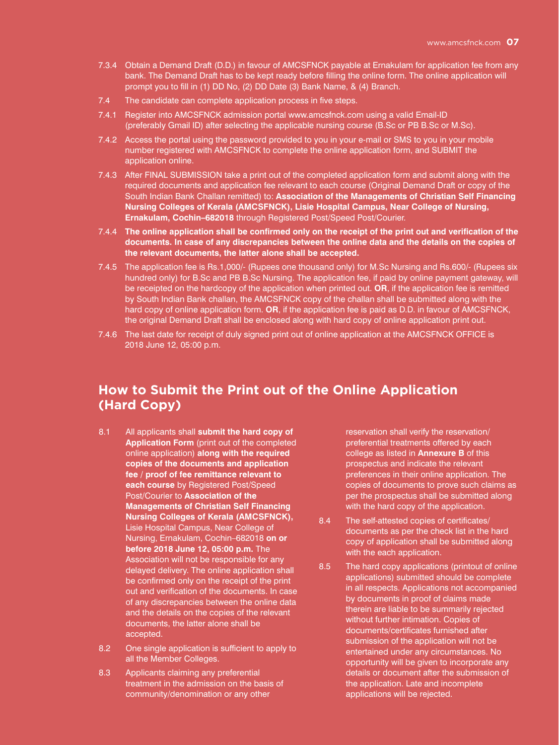7.3.4 Obtain a Demand Draft (D.D.) in favour of AMCSFNCK payable at Ernakulam for application fee from any bank. The Demand Draft has to be kept ready before filling the online form. The online application will prompt you to fill in (1) DD No, (2) DD Date (3) Bank Name, & (4) Branch.

7.4 The candidate can complete application process in five steps.

7.4.1 Register into AMCSFNCK admission portal www.amcsfnck.com using a valid Email-ID (preferably Gmail ID) after selecting the applicable nursing course (B.Sc or PB B.Sc or M.Sc).

7.4.2 Access the portal using the password provided to you in your e-mail or SMS to you in your mobile number registered with AMCSFNCK to complete the online application form, and SUBMIT the application online.

7.4.3 After FINAL SUBMISSION take a print out of the completed application form and submit along with the required documents and application fee relevant to each course (Original Demand Draft or copy of the South Indian Bank Challan remitted) to: **Association of the Managements of Christian Self Financing Nursing Colleges of Kerala (AMCSFNCK), Lisie Hospital Campus, Near College of Nursing, Ernakulam, Cochin–682018** through Registered Post/Speed Post/Courier.

7.4.4 **The online application shall be confirmed only on the receipt of the print out and verification of the documents. In case of any discrepancies between the online data and the details on the copies of the relevant documents, the latter alone shall be accepted.**

7.4.5 The application fee is Rs.1,000/- (Rupees one thousand only) for M.Sc Nursing and Rs.600/- (Rupees six hundred only) for B.Sc and PB B.Sc Nursing. The application fee, if paid by online payment gateway, will be receipted on the hardcopy of the application when printed out. **OR**, if the application fee is remitted by South Indian Bank challan, the AMCSFNCK copy of the challan shall be submitted along with the hard copy of online application form. **OR**, if the application fee is paid as D.D. in favour of AMCSFNCK, the original Demand Draft shall be enclosed along with hard copy of online application print out.

7.4.6 The last date for receipt of duly signed print out of online application at the AMCSFNCK OFFICE is 2018 June 12, 05:00 p.m.

## How to Submit the Print out of the Online Application (Hard Copy)

8.1 All applicants shall **submit the hard copy of Application Form** (print out of the completed online application) **along with the required copies of the documents and application fee / proof of fee remittance relevant to each course** by Registered Post/Speed Post/Courier to **Association of the Managements of Christian Self Financing Nursing Colleges of Kerala (AMCSFNCK),** Lisie Hospital Campus, Near College of Nursing, Ernakulam, Cochin–682018 **on or before 2018 June 12, 05:00 p.m.** The Association will not be responsible for any delayed delivery. The online application shall be confirmed only on the receipt of the print out and verification of the documents. In case of any discrepancies between the online data and the details on the copies of the relevant documents, the latter alone shall be accepted.

8.2 One single application is sufficient to apply to all the Member Colleges.

8.3 Applicants claiming any preferential treatment in the admission on the basis of community/denomination or any other reservation shall verify the reservation/preferential treatments offered by each college as listed in **Annexure B** of this prospectus and indicate the relevant preferences in their online application. The copies of documents to prove such claims as per the prospectus shall be submitted along with the hard copy of the application.

8.4 The self-attested copies of certificates/documents as per the check list in the hard copy of application shall be submitted along with the each application.

8.5 The hard copy applications (printout of online applications) submitted should be complete in all respects. Applications not accompanied by documents in proof of claims made therein are liable to be summarily rejected without further intimation. Copies of documents/certificates furnished after submission of the application will not be entertained under any circumstances. No opportunity will be given to incorporate any details or document after the submission of the application. Late and incomplete applications will be rejected.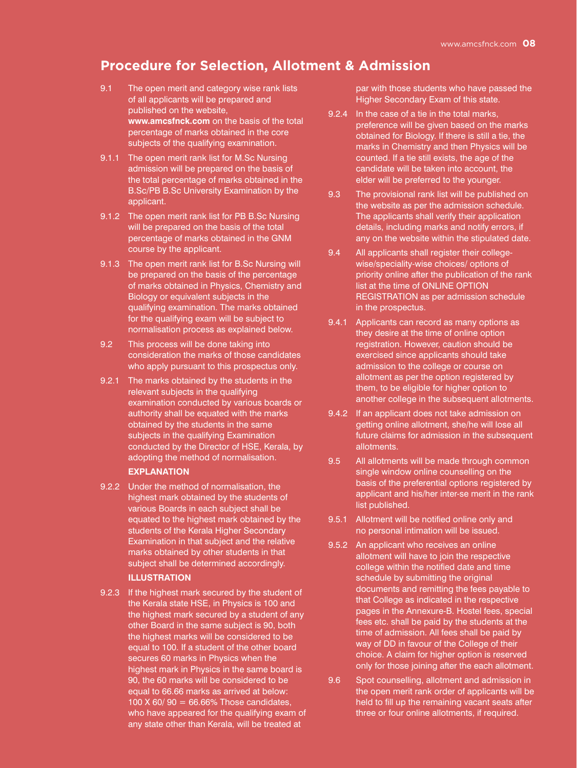## Procedure for Selection, Allotment & Admission

9.1 The open merit and category wise rank lists of all applicants will be prepared and published on the website, **www.amcsfnck.com** on the basis of the total percentage of marks obtained in the core subjects of the qualifying examination.

9.1.1 The open merit rank list for M.Sc Nursing admission will be prepared on the basis of the total percentage of marks obtained in the B.Sc/PB B.Sc University Examination by the applicant.

9.1.2 The open merit rank list for PB B.Sc Nursing will be prepared on the basis of the total percentage of marks obtained in the GNM course by the applicant.

9.1.3 The open merit rank list for B.Sc Nursing will be prepared on the basis of the percentage of marks obtained in Physics, Chemistry and Biology or equivalent subjects in the qualifying examination. The marks obtained for the qualifying exam will be subject to normalisation process as explained below.

9.2 This process will be done taking into consideration the marks of those candidates who apply pursuant to this prospectus only.

9.2.1 The marks obtained by the students in the relevant subjects in the qualifying examination conducted by various boards or authority shall be equated with the marks obtained by the students in the same subjects in the qualifying Examination conducted by the Director of HSE, Kerala, by adopting the method of normalisation.

**EXPLANATION**

9.2.2 Under the method of normalisation, the highest mark obtained by the students of various Boards in each subject shall be equated to the highest mark obtained by the students of the Kerala Higher Secondary Examination in that subject and the relative marks obtained by other students in that subject shall be determined accordingly.

**ILLUSTRATION**

9.2.3 If the highest mark secured by the student of the Kerala state HSE, in Physics is 100 and the highest mark secured by a student of any other Board in the same subject is 90, both the highest marks will be considered to be equal to 100. If a student of the other board secures 60 marks in Physics when the highest mark in Physics in the same board is 90, the 60 marks will be considered to be equal to 66.66 marks as arrived at below: 100 X 60/ 90 = 66.66% Those candidates, who have appeared for the qualifying exam of any state other than Kerala, will be treated at par with those students who have passed the Higher Secondary Exam of this state.

9.2.4 In the case of a tie in the total marks, preference will be given based on the marks obtained for Biology. If there is still a tie, the marks in Chemistry and then Physics will be counted. If a tie still exists, the age of the candidate will be taken into account, the elder will be preferred to the younger.

9.3 The provisional rank list will be published on the website as per the admission schedule. The applicants shall verify their application details, including marks and notify errors, if any on the website within the stipulated date.

9.4 All applicants shall register their college-wise/speciality-wise choices/ options of priority online after the publication of the rank list at the time of ONLINE OPTION REGISTRATION as per admission schedule in the prospectus.

9.4.1 Applicants can record as many options as they desire at the time of online option registration. However, caution should be exercised since applicants should take admission to the college or course on allotment as per the option registered by them, to be eligible for higher option to another college in the subsequent allotments.

9.4.2 If an applicant does not take admission on getting online allotment, she/he will lose all future claims for admission in the subsequent allotments.

9.5 All allotments will be made through common single window online counselling on the basis of the preferential options registered by applicant and his/her inter-se merit in the rank list published.

9.5.1 Allotment will be notified online only and no personal intimation will be issued.

9.5.2 An applicant who receives an online allotment will have to join the respective college within the notified date and time schedule by submitting the original documents and remitting the fees payable to that College as indicated in the respective pages in the Annexure-B. Hostel fees, special fees etc. shall be paid by the students at the time of admission. All fees shall be paid by way of DD in favour of the College of their choice. A claim for higher option is reserved only for those joining after the each allotment.

9.6 Spot counselling, allotment and admission in the open merit rank order of applicants will be held to fill up the remaining vacant seats after three or four online allotments, if required.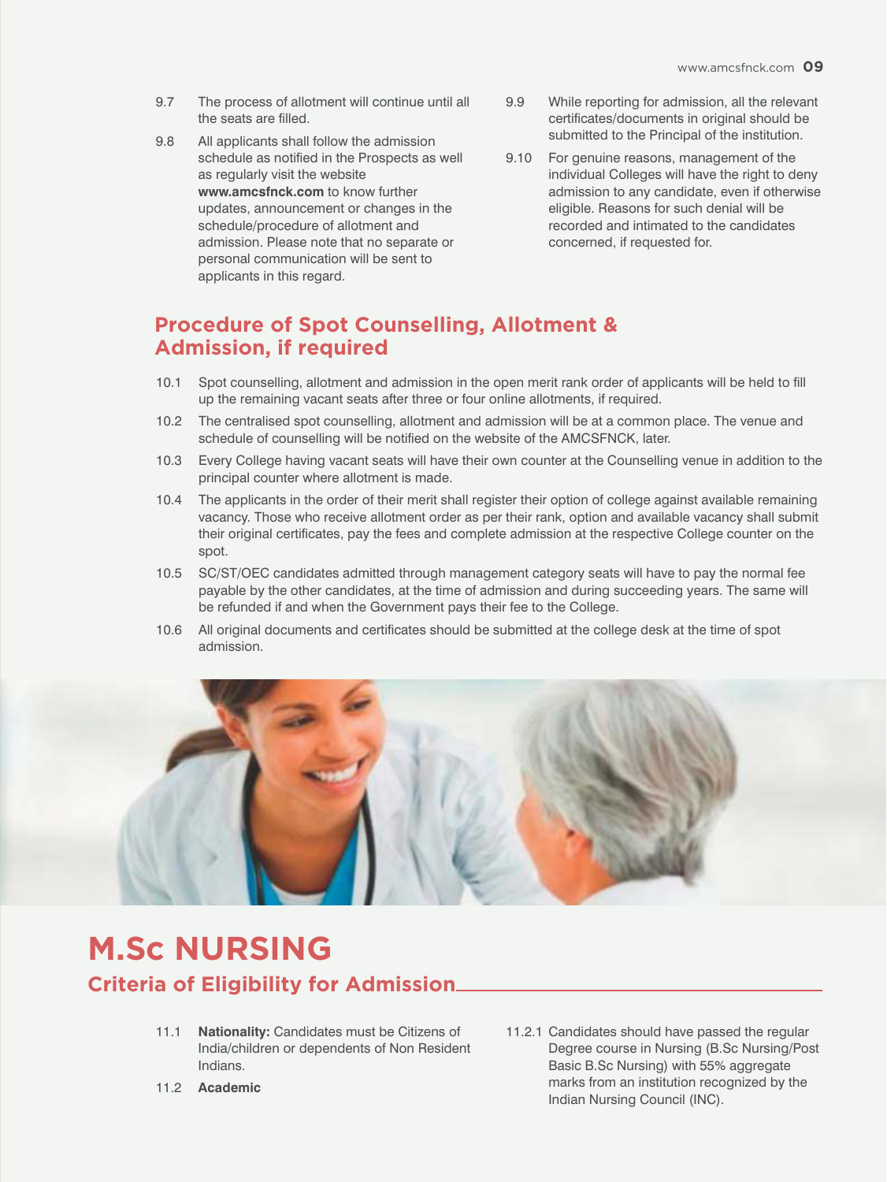9.7 The process of allotment will continue until all the seats are filled.

9.8 All applicants shall follow the admission schedule as notified in the Prospects as well as regularly visit the website **www.amcsfnck.com** to know further updates, announcement or changes in the schedule/procedure of allotment and admission. Please note that no separate or personal communication will be sent to applicants in this regard.

9.9 While reporting for admission, all the relevant certificates/documents in original should be submitted to the Principal of the institution.

9.10 For genuine reasons, management of the individual Colleges will have the right to deny admission to any candidate, even if otherwise eligible. Reasons for such denial will be recorded and intimated to the candidates concerned, if requested for.

## Procedure of Spot Counselling, Allotment & Admission, if required

10.1 Spot counselling, allotment and admission in the open merit rank order of applicants will be held to fill up the remaining vacant seats after three or four online allotments, if required.

10.2 The centralised spot counselling, allotment and admission will be at a common place. The venue and schedule of counselling will be notified on the website of the AMCSFNCK, later.

10.3 Every College having vacant seats will have their own counter at the Counselling venue in addition to the principal counter where allotment is made.

10.4 The applicants in the order of their merit shall register their option of college against available remaining vacancy. Those who receive allotment order as per their rank, option and available vacancy shall submit their original certificates, pay the fees and complete admission at the respective College counter on the spot.

10.5 SC/ST/OEC candidates admitted through management category seats will have to pay the normal fee payable by the other candidates, at the time of admission and during succeeding years. The same will be refunded if and when the Government pays their fee to the College.

10.6 All original documents and certificates should be submitted at the college desk at the time of spot admission.

# M.Sc NURSING

## Criteria of Eligibility for Admission

11.1 **Nationality:** Candidates must be Citizens of India/children or dependents of Non Resident Indians.

11.2 **Academic**

11.2.1 Candidates should have passed the regular Degree course in Nursing (B.Sc Nursing/Post Basic B.Sc Nursing) with 55% aggregate marks from an institution recognized by the Indian Nursing Council (INC).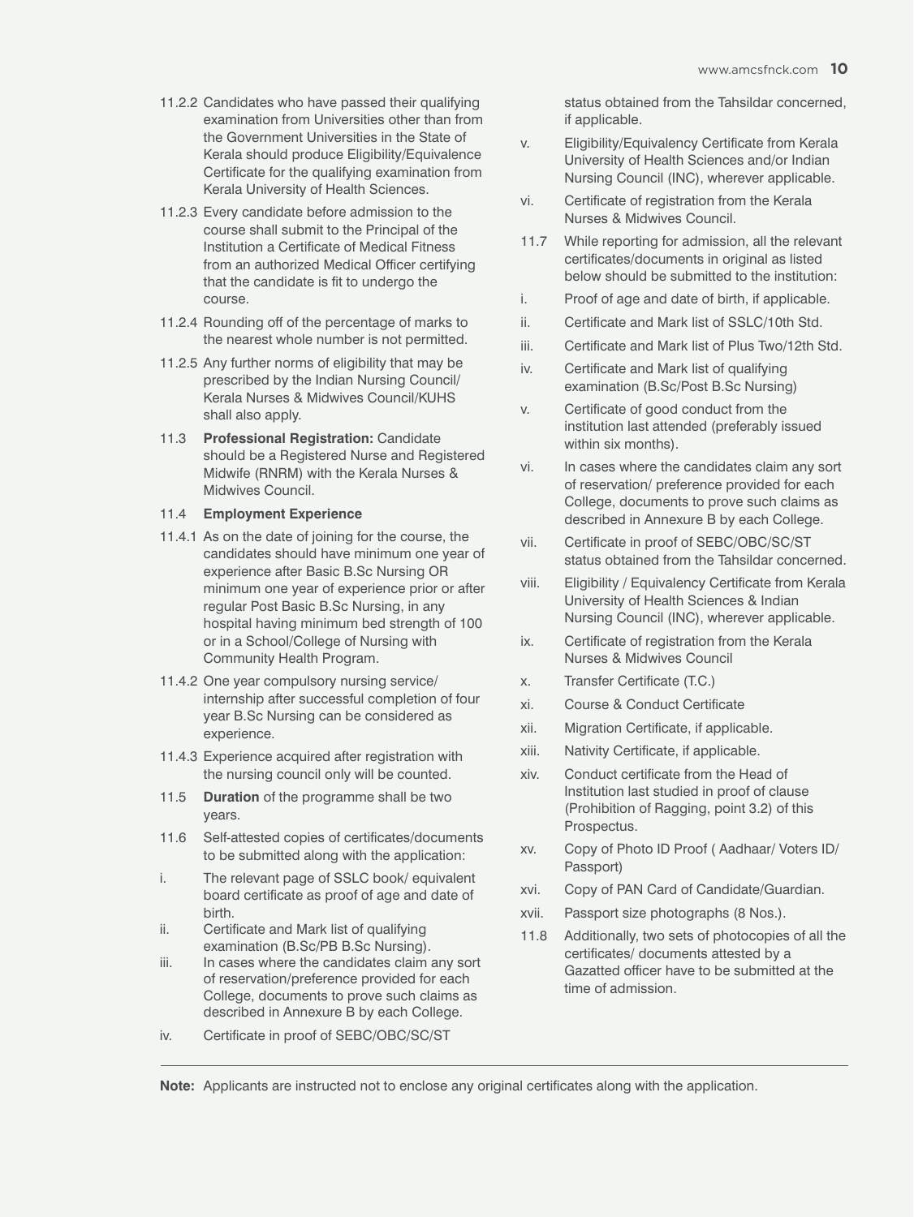11.2.2 Candidates who have passed their qualifying examination from Universities other than from the Government Universities in the State of Kerala should produce Eligibility/Equivalence Certificate for the qualifying examination from Kerala University of Health Sciences.

11.2.3 Every candidate before admission to the course shall submit to the Principal of the Institution a Certificate of Medical Fitness from an authorized Medical Officer certifying that the candidate is fit to undergo the course.

11.2.4 Rounding off of the percentage of marks to the nearest whole number is not permitted.

11.2.5 Any further norms of eligibility that may be prescribed by the Indian Nursing Council/ Kerala Nurses & Midwives Council/KUHS shall also apply.

11.3 **Professional Registration:** Candidate should be a Registered Nurse and Registered Midwife (RNRM) with the Kerala Nurses & Midwives Council.

11.4 **Employment Experience**

11.4.1 As on the date of joining for the course, the candidates should have minimum one year of experience after Basic B.Sc Nursing OR minimum one year of experience prior or after regular Post Basic B.Sc Nursing, in any hospital having minimum bed strength of 100 or in a School/College of Nursing with Community Health Program.

11.4.2 One year compulsory nursing service/ internship after successful completion of four year B.Sc Nursing can be considered as experience.

11.4.3 Experience acquired after registration with the nursing council only will be counted.

11.5 **Duration** of the programme shall be two years.

11.6 Self-attested copies of certificates/documents to be submitted along with the application:

i. The relevant page of SSLC book/ equivalent board certificate as proof of age and date of birth.

ii. Certificate and Mark list of qualifying examination (B.Sc/PB B.Sc Nursing).

iii. In cases where the candidates claim any sort of reservation/preference provided for each College, documents to prove such claims as described in Annexure B by each College.

iv. Certificate in proof of SEBC/OBC/SC/ST status obtained from the Tahsildar concerned, if applicable.

v. Eligibility/Equivalency Certificate from Kerala University of Health Sciences and/or Indian Nursing Council (INC), wherever applicable.

vi. Certificate of registration from the Kerala Nurses & Midwives Council.

11.7 While reporting for admission, all the relevant certificates/documents in original as listed below should be submitted to the institution:

i. Proof of age and date of birth, if applicable.

ii. Certificate and Mark list of SSLC/10th Std.

iii. Certificate and Mark list of Plus Two/12th Std.

iv. Certificate and Mark list of qualifying examination (B.Sc/Post B.Sc Nursing)

v. Certificate of good conduct from the institution last attended (preferably issued within six months).

vi. In cases where the candidates claim any sort of reservation/ preference provided for each College, documents to prove such claims as described in Annexure B by each College.

vii. Certificate in proof of SEBC/OBC/SC/ST status obtained from the Tahsildar concerned.

viii. Eligibility / Equivalency Certificate from Kerala University of Health Sciences & Indian Nursing Council (INC), wherever applicable.

ix. Certificate of registration from the Kerala Nurses & Midwives Council

x. Transfer Certificate (T.C.)

xi. Course & Conduct Certificate

xii. Migration Certificate, if applicable.

xiii. Nativity Certificate, if applicable.

xiv. Conduct certificate from the Head of Institution last studied in proof of clause (Prohibition of Ragging, point 3.2) of this Prospectus.

xv. Copy of Photo ID Proof ( Aadhaar/ Voters ID/ Passport)

xvi. Copy of PAN Card of Candidate/Guardian.

xvii. Passport size photographs (8 Nos.).

11.8 Additionally, two sets of photocopies of all the certificates/ documents attested by a Gazatted officer have to be submitted at the time of admission.

---

**Note:** Applicants are instructed not to enclose any original certificates along with the application.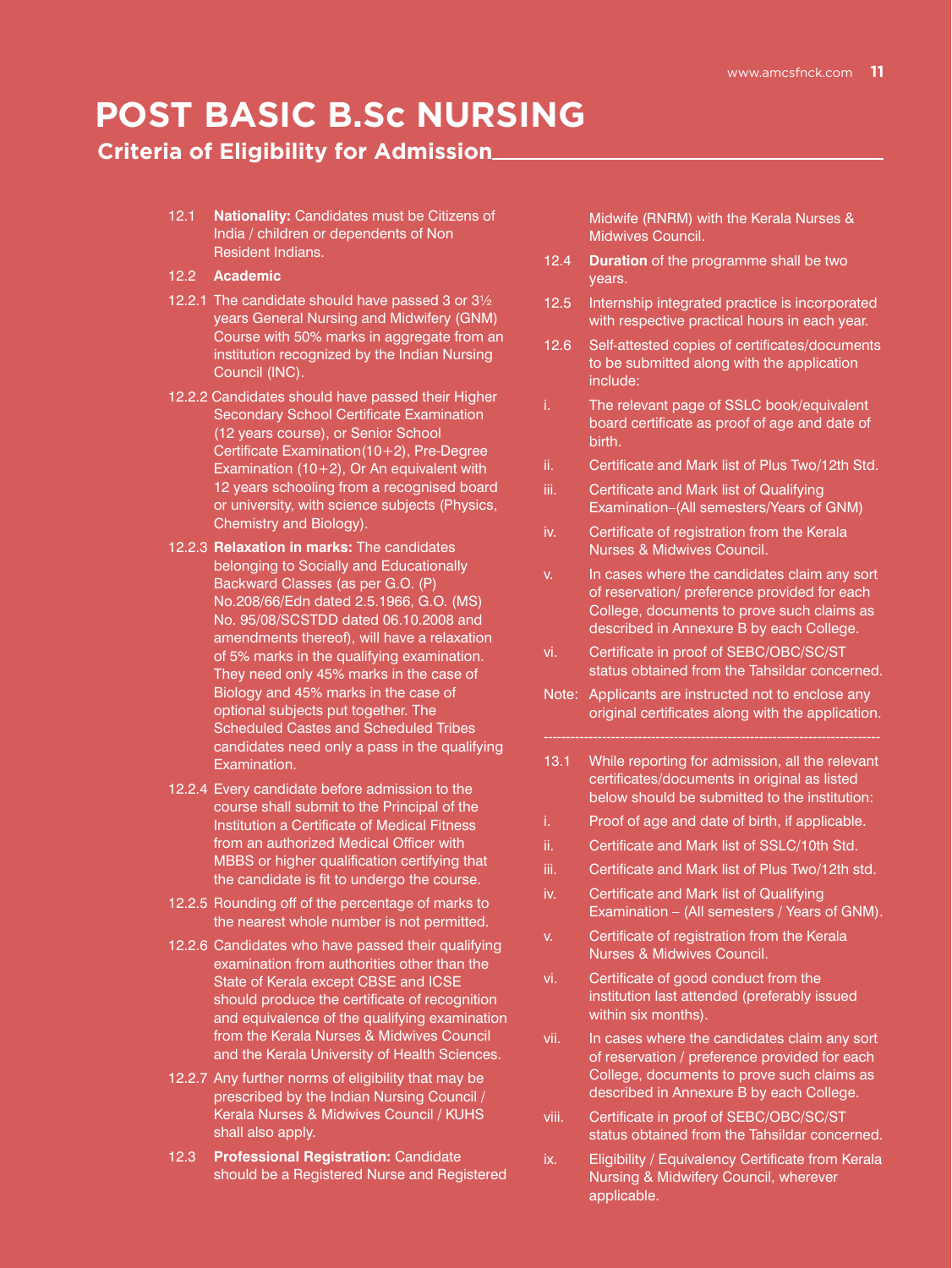# POST BASIC B.Sc NURSING

## Criteria of Eligibility for Admission

12.1 **Nationality:** Candidates must be Citizens of India / children or dependents of Non Resident Indians.

12.2 **Academic**

12.2.1 The candidate should have passed 3 or 3½ years General Nursing and Midwifery (GNM) Course with 50% marks in aggregate from an institution recognized by the Indian Nursing Council (INC).

12.2.2 Candidates should have passed their Higher Secondary School Certificate Examination (12 years course), or Senior School Certificate Examination(10+2), Pre-Degree Examination (10+2), Or An equivalent with 12 years schooling from a recognised board or university, with science subjects (Physics, Chemistry and Biology).

12.2.3 **Relaxation in marks:** The candidates belonging to Socially and Educationally Backward Classes (as per G.O. (P) No.208/66/Edn dated 2.5.1966, G.O. (MS) No. 95/08/SCSTDD dated 06.10.2008 and amendments thereof), will have a relaxation of 5% marks in the qualifying examination. They need only 45% marks in the case of Biology and 45% marks in the case of optional subjects put together. The Scheduled Castes and Scheduled Tribes candidates need only a pass in the qualifying Examination.

12.2.4 Every candidate before admission to the course shall submit to the Principal of the Institution a Certificate of Medical Fitness from an authorized Medical Officer with MBBS or higher qualification certifying that the candidate is fit to undergo the course.

12.2.5 Rounding off of the percentage of marks to the nearest whole number is not permitted.

12.2.6 Candidates who have passed their qualifying examination from authorities other than the State of Kerala except CBSE and ICSE should produce the certificate of recognition and equivalence of the qualifying examination from the Kerala Nurses & Midwives Council and the Kerala University of Health Sciences.

12.2.7 Any further norms of eligibility that may be prescribed by the Indian Nursing Council / Kerala Nurses & Midwives Council / KUHS shall also apply.

12.3 **Professional Registration:** Candidate should be a Registered Nurse and Registered Midwife (RNRM) with the Kerala Nurses & Midwives Council.

12.4 **Duration** of the programme shall be two years.

12.5 Internship integrated practice is incorporated with respective practical hours in each year.

12.6 Self-attested copies of certificates/documents to be submitted along with the application include:

i. The relevant page of SSLC book/equivalent board certificate as proof of age and date of birth.

ii. Certificate and Mark list of Plus Two/12th Std.

iii. Certificate and Mark list of Qualifying Examination–(All semesters/Years of GNM)

iv. Certificate of registration from the Kerala Nurses & Midwives Council.

v. In cases where the candidates claim any sort of reservation/ preference provided for each College, documents to prove such claims as described in Annexure B by each College.

vi. Certificate in proof of SEBC/OBC/SC/ST status obtained from the Tahsildar concerned.

Note: Applicants are instructed not to enclose any original certificates along with the application.

---

13.1 While reporting for admission, all the relevant certificates/documents in original as listed below should be submitted to the institution:

i. Proof of age and date of birth, if applicable.

ii. Certificate and Mark list of SSLC/10th Std.

iii. Certificate and Mark list of Plus Two/12th std.

iv. Certificate and Mark list of Qualifying Examination – (All semesters / Years of GNM).

v. Certificate of registration from the Kerala Nurses & Midwives Council.

vi. Certificate of good conduct from the institution last attended (preferably issued within six months).

vii. In cases where the candidates claim any sort of reservation / preference provided for each College, documents to prove such claims as described in Annexure B by each College.

viii. Certificate in proof of SEBC/OBC/SC/ST status obtained from the Tahsildar concerned.

ix. Eligibility / Equivalency Certificate from Kerala Nursing & Midwifery Council, wherever applicable.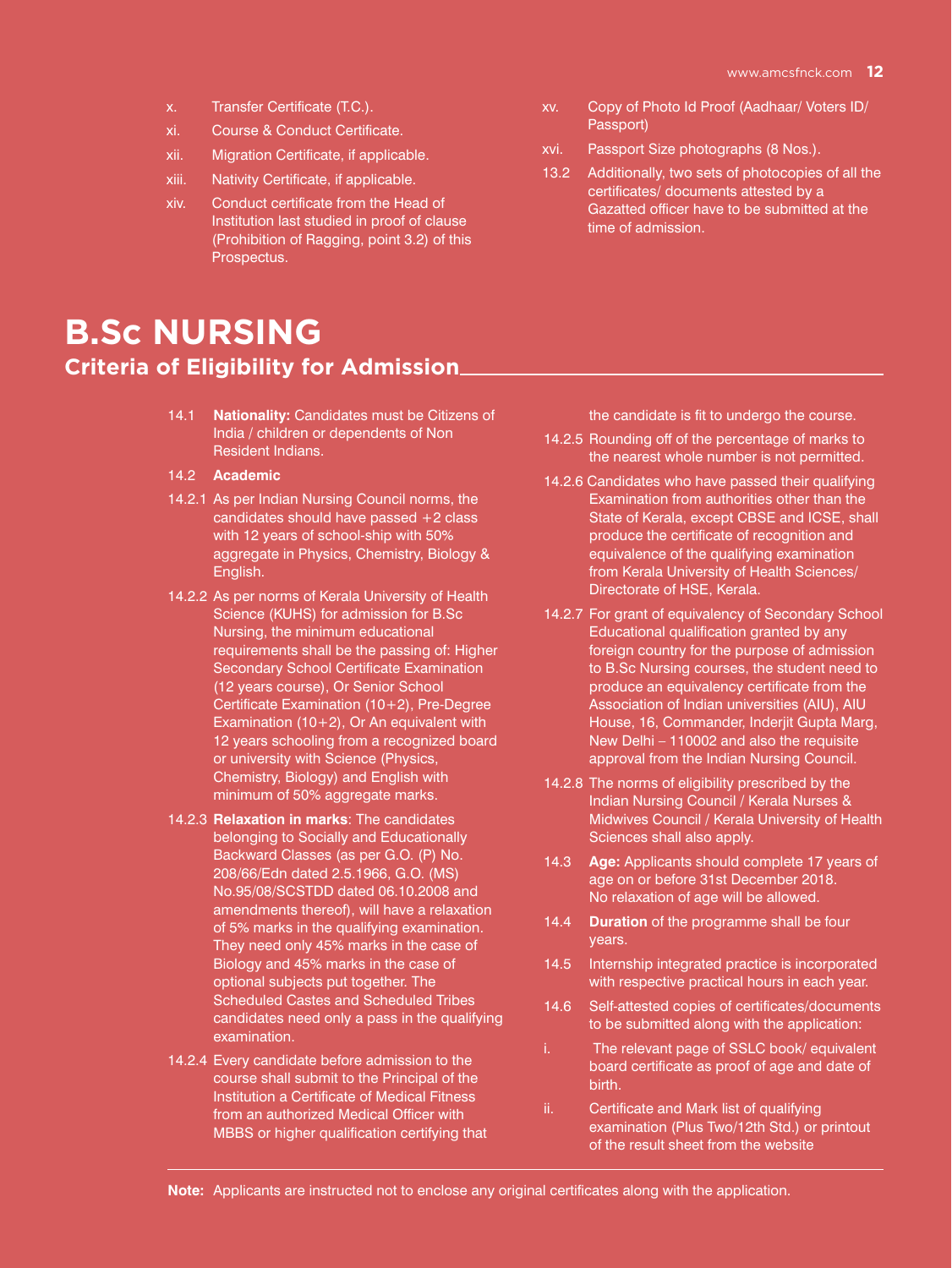x. Transfer Certificate (T.C.).

xi. Course & Conduct Certificate.

xii. Migration Certificate, if applicable.

xiii. Nativity Certificate, if applicable.

xiv. Conduct certificate from the Head of Institution last studied in proof of clause (Prohibition of Ragging, point 3.2) of this Prospectus.

xv. Copy of Photo Id Proof (Aadhaar/ Voters ID/ Passport)

xvi. Passport Size photographs (8 Nos.).

13.2 Additionally, two sets of photocopies of all the certificates/ documents attested by a Gazatted officer have to be submitted at the time of admission.

# B.Sc NURSING

## Criteria of Eligibility for Admission

14.1 **Nationality:** Candidates must be Citizens of India / children or dependents of Non Resident Indians.

14.2 **Academic**

14.2.1 As per Indian Nursing Council norms, the candidates should have passed +2 class with 12 years of school-ship with 50% aggregate in Physics, Chemistry, Biology & English.

14.2.2 As per norms of Kerala University of Health Science (KUHS) for admission for B.Sc Nursing, the minimum educational requirements shall be the passing of: Higher Secondary School Certificate Examination (12 years course), Or Senior School Certificate Examination (10+2), Pre-Degree Examination (10+2), Or An equivalent with 12 years schooling from a recognized board or university with Science (Physics, Chemistry, Biology) and English with minimum of 50% aggregate marks.

14.2.3 **Relaxation in marks**: The candidates belonging to Socially and Educationally Backward Classes (as per G.O. (P) No. 208/66/Edn dated 2.5.1966, G.O. (MS) No.95/08/SCSTDD dated 06.10.2008 and amendments thereof), will have a relaxation of 5% marks in the qualifying examination. They need only 45% marks in the case of Biology and 45% marks in the case of optional subjects put together. The Scheduled Castes and Scheduled Tribes candidates need only a pass in the qualifying examination.

14.2.4 Every candidate before admission to the course shall submit to the Principal of the Institution a Certificate of Medical Fitness from an authorized Medical Officer with MBBS or higher qualification certifying that the candidate is fit to undergo the course.

14.2.5 Rounding off of the percentage of marks to the nearest whole number is not permitted.

14.2.6 Candidates who have passed their qualifying Examination from authorities other than the State of Kerala, except CBSE and ICSE, shall produce the certificate of recognition and equivalence of the qualifying examination from Kerala University of Health Sciences/ Directorate of HSE, Kerala.

14.2.7 For grant of equivalency of Secondary School Educational qualification granted by any foreign country for the purpose of admission to B.Sc Nursing courses, the student need to produce an equivalency certificate from the Association of Indian universities (AIU), AIU House, 16, Commander, Inderjit Gupta Marg, New Delhi – 110002 and also the requisite approval from the Indian Nursing Council.

14.2.8 The norms of eligibility prescribed by the Indian Nursing Council / Kerala Nurses & Midwives Council / Kerala University of Health Sciences shall also apply.

14.3 **Age:** Applicants should complete 17 years of age on or before 31st December 2018. No relaxation of age will be allowed.

14.4 **Duration** of the programme shall be four years.

14.5 Internship integrated practice is incorporated with respective practical hours in each year.

14.6 Self-attested copies of certificates/documents to be submitted along with the application:

i. The relevant page of SSLC book/ equivalent board certificate as proof of age and date of birth.

ii. Certificate and Mark list of qualifying examination (Plus Two/12th Std.) or printout of the result sheet from the website

**Note:** Applicants are instructed not to enclose any original certificates along with the application.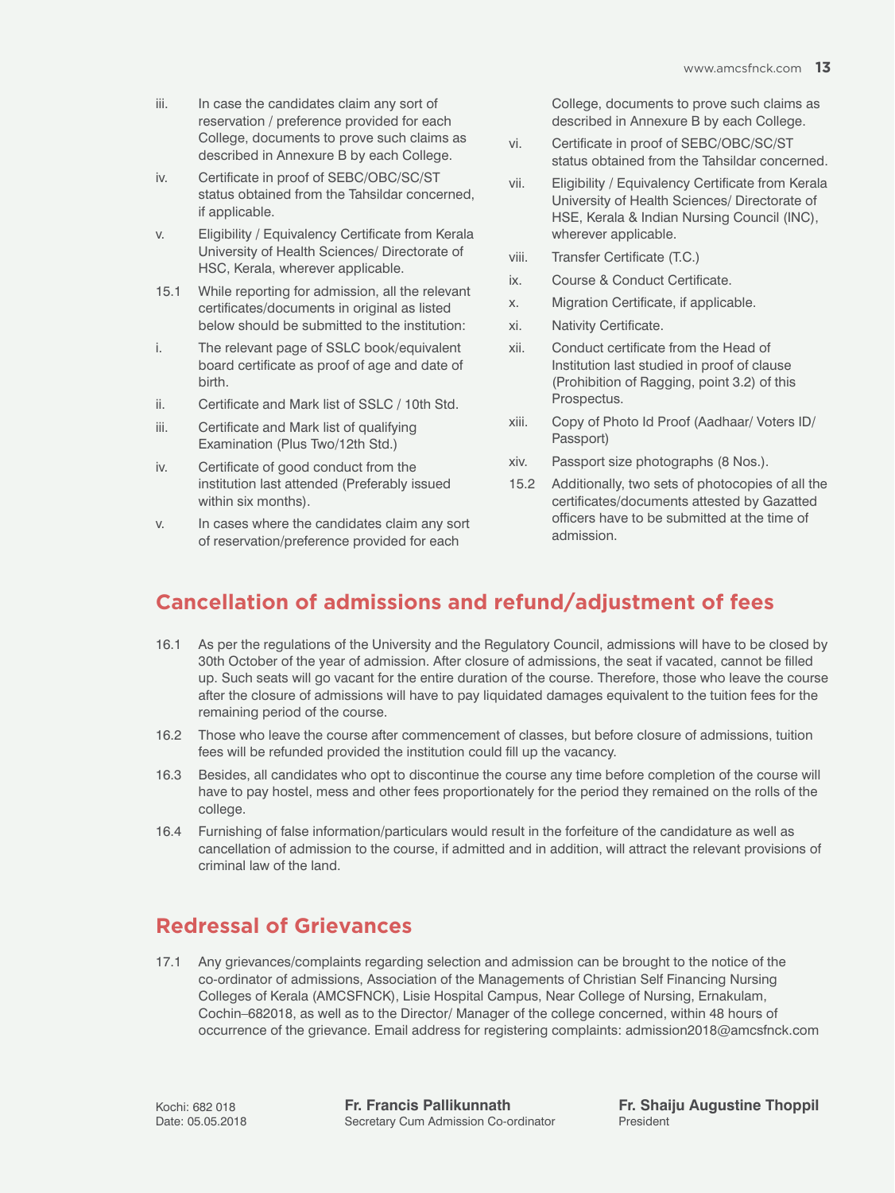iii. In case the candidates claim any sort of reservation / preference provided for each College, documents to prove such claims as described in Annexure B by each College.

iv. Certificate in proof of SEBC/OBC/SC/ST status obtained from the Tahsildar concerned, if applicable.

v. Eligibility / Equivalency Certificate from Kerala University of Health Sciences/ Directorate of HSC, Kerala, wherever applicable.

15.1 While reporting for admission, all the relevant certificates/documents in original as listed below should be submitted to the institution:

i. The relevant page of SSLC book/equivalent board certificate as proof of age and date of birth.

ii. Certificate and Mark list of SSLC / 10th Std.

iii. Certificate and Mark list of qualifying Examination (Plus Two/12th Std.)

iv. Certificate of good conduct from the institution last attended (Preferably issued within six months).

v. In cases where the candidates claim any sort of reservation/preference provided for each College, documents to prove such claims as described in Annexure B by each College.

vi. Certificate in proof of SEBC/OBC/SC/ST status obtained from the Tahsildar concerned.

vii. Eligibility / Equivalency Certificate from Kerala University of Health Sciences/ Directorate of HSE, Kerala & Indian Nursing Council (INC), wherever applicable.

viii. Transfer Certificate (T.C.)

ix. Course & Conduct Certificate.

x. Migration Certificate, if applicable.

xi. Nativity Certificate.

xii. Conduct certificate from the Head of Institution last studied in proof of clause (Prohibition of Ragging, point 3.2) of this Prospectus.

xiii. Copy of Photo Id Proof (Aadhaar/ Voters ID/ Passport)

xiv. Passport size photographs (8 Nos.).

15.2 Additionally, two sets of photocopies of all the certificates/documents attested by Gazatted officers have to be submitted at the time of admission.

## Cancellation of admissions and refund/adjustment of fees

16.1 As per the regulations of the University and the Regulatory Council, admissions will have to be closed by 30th October of the year of admission. After closure of admissions, the seat if vacated, cannot be filled up. Such seats will go vacant for the entire duration of the course. Therefore, those who leave the course after the closure of admissions will have to pay liquidated damages equivalent to the tuition fees for the remaining period of the course.

16.2 Those who leave the course after commencement of classes, but before closure of admissions, tuition fees will be refunded provided the institution could fill up the vacancy.

16.3 Besides, all candidates who opt to discontinue the course any time before completion of the course will have to pay hostel, mess and other fees proportionately for the period they remained on the rolls of the college.

16.4 Furnishing of false information/particulars would result in the forfeiture of the candidature as well as cancellation of admission to the course, if admitted and in addition, will attract the relevant provisions of criminal law of the land.

## Redressal of Grievances

17.1 Any grievances/complaints regarding selection and admission can be brought to the notice of the co-ordinator of admissions, Association of the Managements of Christian Self Financing Nursing Colleges of Kerala (AMCSFNCK), Lisie Hospital Campus, Near College of Nursing, Ernakulam, Cochin–682018, as well as to the Director/ Manager of the college concerned, within 48 hours of occurrence of the grievance. Email address for registering complaints: admission2018@amcsfnck.com

Kochi: 682 018
Date: 05.05.2018

**Fr. Francis Pallikunnath**
Secretary Cum Admission Co-ordinator

**Fr. Shaiju Augustine Thoppil**
President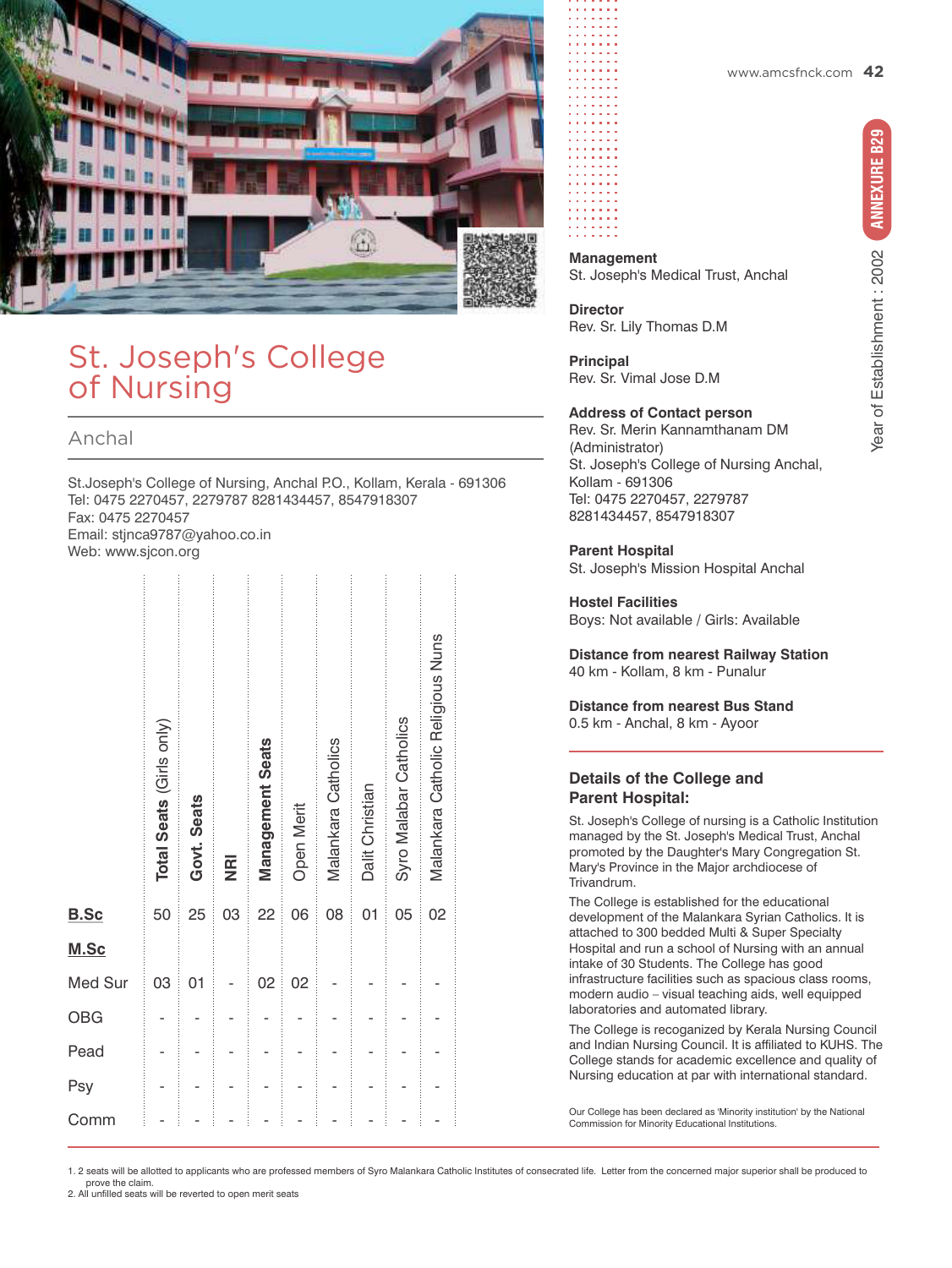ANNEXURE B29

Year of Establishment : 2002

# St. Joseph's College of Nursing

## Anchal

St.Joseph's College of Nursing, Anchal P.O., Kollam, Kerala - 691306
Tel: 0475 2270457, 2279787 8281434457, 8547918307
Fax: 0475 2270457
Email: stjnca9787@yahoo.co.in
Web: www.sjcon.org

| | **Total Seats** (Girls only) | **Govt. Seats** | **NRI** | **Management Seats** | Open Merit | Malankara Catholics | Dalit Christian | Syro Malabar Catholics | Malankara Catholic Religious Nuns |
|---|---|---|---|---|---|---|---|---|---|
| **B.Sc** | 50 | 25 | 03 | 22 | 06 | 08 | 01 | 05 | 02 |
| **M.Sc** | | | | | | | | | |
| Med Sur | 03 | 01 | - | 02 | 02 | - | - | - | - |
| OBG | - | - | - | - | - | - | - | - | - |
| Pead | - | - | - | - | - | - | - | - | - |
| Psy | - | - | - | - | - | - | - | - | - |
| Comm | - | - | - | - | - | - | - | - | - |

**Management**
St. Joseph's Medical Trust, Anchal

**Director**
Rev. Sr. Lily Thomas D.M

**Principal**
Rev. Sr. Vimal Jose D.M

**Address of Contact person**
Rev. Sr. Merin Kannamthanam DM
(Administrator)
St. Joseph's College of Nursing Anchal,
Kollam - 691306
Tel: 0475 2270457, 2279787
8281434457, 8547918307

**Parent Hospital**
St. Joseph's Mission Hospital Anchal

**Hostel Facilities**
Boys: Not available / Girls: Available

**Distance from nearest Railway Station**
40 km - Kollam, 8 km - Punalur

**Distance from nearest Bus Stand**
0.5 km - Anchal, 8 km - Ayoor

### Details of the College and Parent Hospital:

St. Joseph's College of nursing is a Catholic Institution managed by the St. Joseph's Medical Trust, Anchal promoted by the Daughter's Mary Congregation St. Mary's Province in the Major archdiocese of Trivandrum.

The College is established for the educational development of the Malankara Syrian Catholics. It is attached to 300 bedded Multi & Super Specialty Hospital and run a school of Nursing with an annual intake of 30 Students. The College has good infrastructure facilities such as spacious class rooms, modern audio – visual teaching aids, well equipped laboratories and automated library.

The College is recoganized by Kerala Nursing Council and Indian Nursing Council. It is affiliated to KUHS. The College stands for academic excellence and quality of Nursing education at par with international standard.

Our College has been declared as 'Minority institution' by the National Commission for Minority Educational Institutions.

1. 2 seats will be allotted to applicants who are professed members of Syro Malankara Catholic Institutes of consecrated life. Letter from the concerned major superior shall be produced to prove the claim.
2. All unfilled seats will be reverted to open merit seats